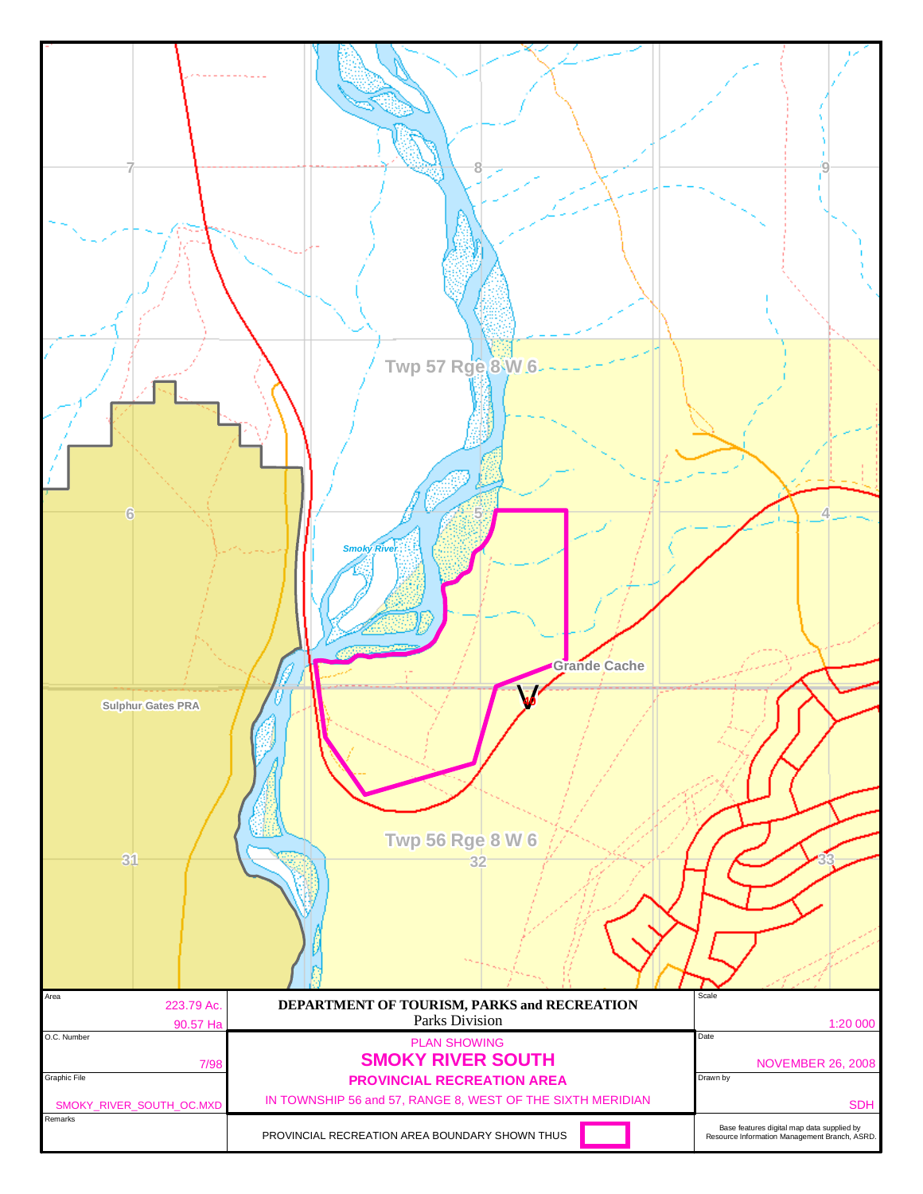Twp 57 Rge 8 W 6

7

8

9

6

5

4

Smoky River

Grande Cache

Sulphur Gates PRA

Twp 56 Rge 8 W 6

31

32

33

| Area | DEPARTMENT OF TOURISM, PARKS and RECREATION<br>Parks Division | Scale |
|---|---|---|
| 223.79 Ac.<br>90.57 Ha | | 1:20 000 |
| O.C. Number<br>7/98 | PLAN SHOWING<br>**SMOKY RIVER SOUTH**<br>**PROVINCIAL RECREATION AREA**<br>IN TOWNSHIP 56 and 57, RANGE 8, WEST OF THE SIXTH MERIDIAN | Date<br>NOVEMBER 26, 2008 |
| Graphic File<br>SMOKY_RIVER_SOUTH_OC.MXD | | Drawn by<br>SDH |
| Remarks | PROVINCIAL RECREATION AREA BOUNDARY SHOWN THUS | Base features digital map data supplied by Resource Information Management Branch, ASRD. |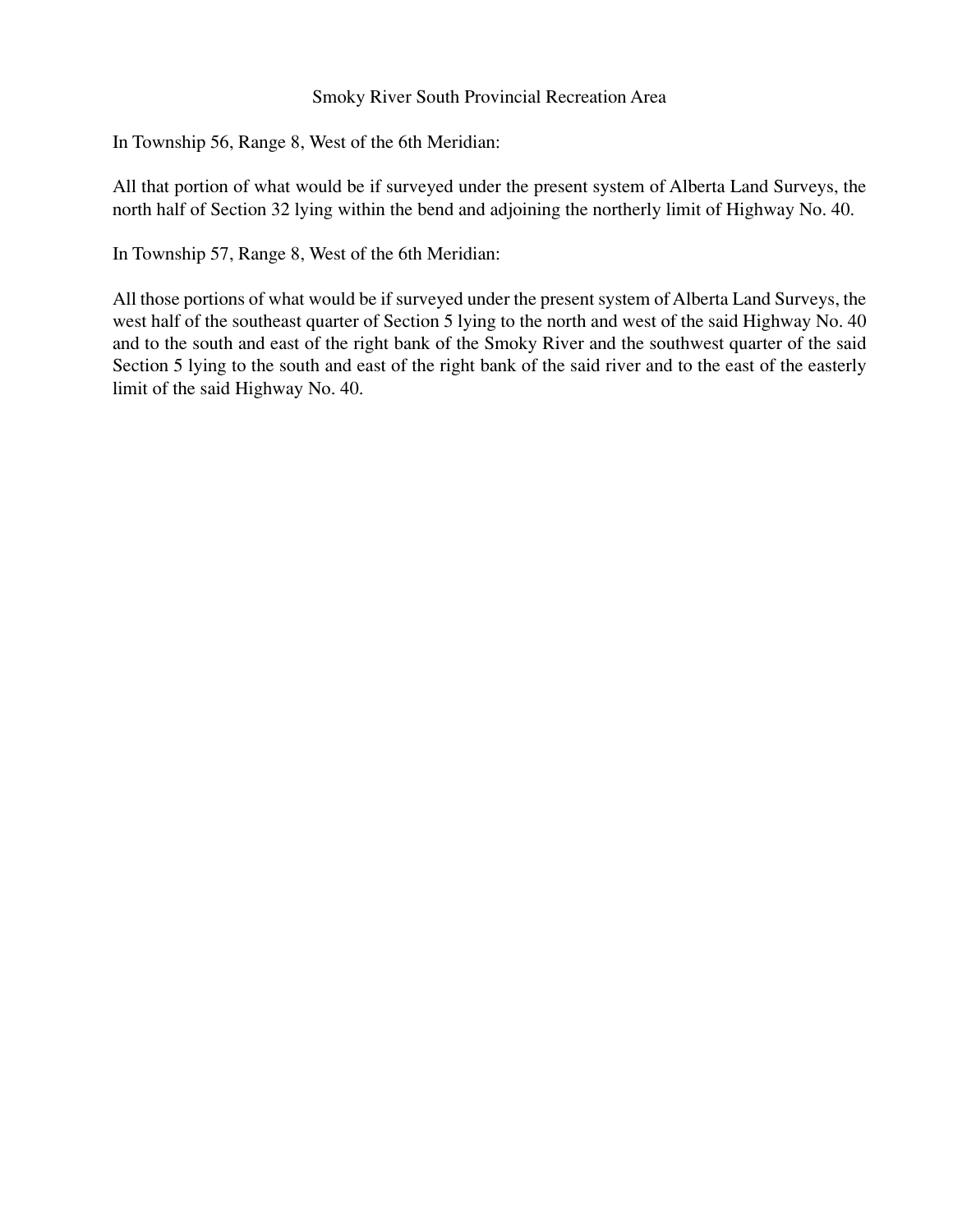# Smoky River South Provincial Recreation Area

In Township 56, Range 8, West of the 6th Meridian:

All that portion of what would be if surveyed under the present system of Alberta Land Surveys, the north half of Section 32 lying within the bend and adjoining the northerly limit of Highway No. 40.

In Township 57, Range 8, West of the 6th Meridian:

All those portions of what would be if surveyed under the present system of Alberta Land Surveys, the west half of the southeast quarter of Section 5 lying to the north and west of the said Highway No. 40 and to the south and east of the right bank of the Smoky River and the southwest quarter of the said Section 5 lying to the south and east of the right bank of the said river and to the east of the easterly limit of the said Highway No. 40.